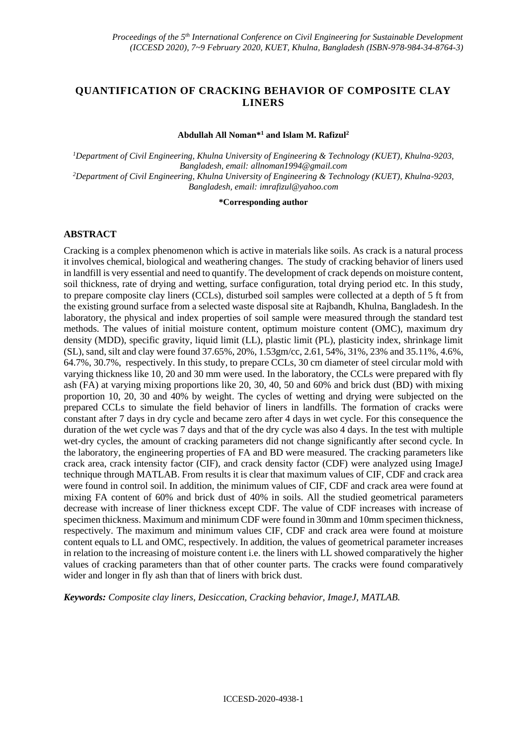# QUANTIFICATION OF CRACKING BEHAVIOR OF COMPOSITE CLAY LINERS

**Abdullah All Noman*[1] and Islam M. Rafizul[2]**

*[1]Department of Civil Engineering, Khulna University of Engineering & Technology (KUET), Khulna-9203, Bangladesh, email: allnoman1994@gmail.com*
*[2]Department of Civil Engineering, Khulna University of Engineering & Technology (KUET), Khulna-9203, Bangladesh, email: imrafizul@yahoo.com*

**\*Corresponding author**

## ABSTRACT

Cracking is a complex phenomenon which is active in materials like soils. As crack is a natural process it involves chemical, biological and weathering changes. The study of cracking behavior of liners used in landfill is very essential and need to quantify. The development of crack depends on moisture content, soil thickness, rate of drying and wetting, surface configuration, total drying period etc. In this study, to prepare composite clay liners (CCLs), disturbed soil samples were collected at a depth of 5 ft from the existing ground surface from a selected waste disposal site at Rajbandh, Khulna, Bangladesh. In the laboratory, the physical and index properties of soil sample were measured through the standard test methods. The values of initial moisture content, optimum moisture content (OMC), maximum dry density (MDD), specific gravity, liquid limit (LL), plastic limit (PL), plasticity index, shrinkage limit (SL), sand, silt and clay were found 37.65%, 20%, 1.53gm/cc, 2.61, 54%, 31%, 23% and 35.11%, 4.6%, 64.7%, 30.7%, respectively. In this study, to prepare CCLs, 30 cm diameter of steel circular mold with varying thickness like 10, 20 and 30 mm were used. In the laboratory, the CCLs were prepared with fly ash (FA) at varying mixing proportions like 20, 30, 40, 50 and 60% and brick dust (BD) with mixing proportion 10, 20, 30 and 40% by weight. The cycles of wetting and drying were subjected on the prepared CCLs to simulate the field behavior of liners in landfills. The formation of cracks were constant after 7 days in dry cycle and became zero after 4 days in wet cycle. For this consequence the duration of the wet cycle was 7 days and that of the dry cycle was also 4 days. In the test with multiple wet-dry cycles, the amount of cracking parameters did not change significantly after second cycle. In the laboratory, the engineering properties of FA and BD were measured. The cracking parameters like crack area, crack intensity factor (CIF), and crack density factor (CDF) were analyzed using ImageJ technique through MATLAB. From results it is clear that maximum values of CIF, CDF and crack area were found in control soil. In addition, the minimum values of CIF, CDF and crack area were found at mixing FA content of 60% and brick dust of 40% in soils. All the studied geometrical parameters decrease with increase of liner thickness except CDF. The value of CDF increases with increase of specimen thickness. Maximum and minimum CDF were found in 30mm and 10mm specimen thickness, respectively. The maximum and minimum values CIF, CDF and crack area were found at moisture content equals to LL and OMC, respectively. In addition, the values of geometrical parameter increases in relation to the increasing of moisture content i.e. the liners with LL showed comparatively the higher values of cracking parameters than that of other counter parts. The cracks were found comparatively wider and longer in fly ash than that of liners with brick dust.

***Keywords:** Composite clay liners, Desiccation, Cracking behavior, ImageJ, MATLAB.*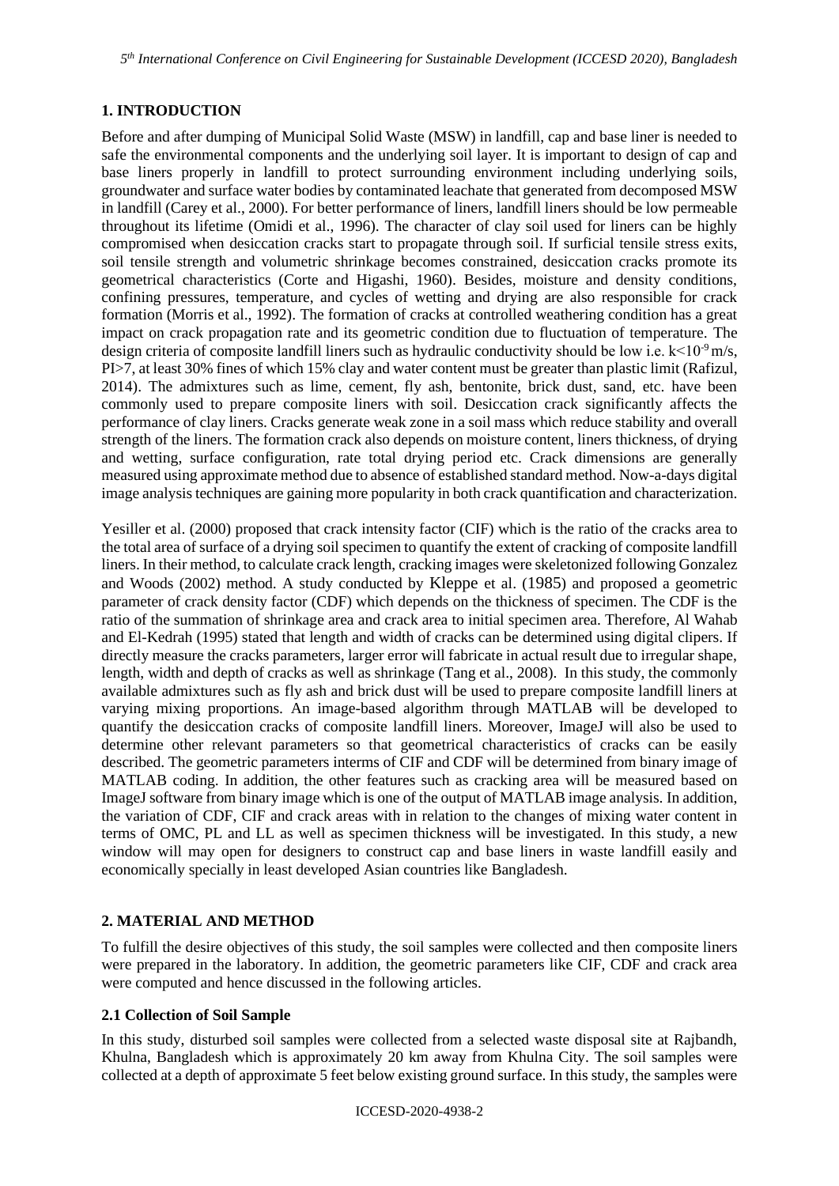## 1. INTRODUCTION

Before and after dumping of Municipal Solid Waste (MSW) in landfill, cap and base liner is needed to safe the environmental components and the underlying soil layer. It is important to design of cap and base liners properly in landfill to protect surrounding environment including underlying soils, groundwater and surface water bodies by contaminated leachate that generated from decomposed MSW in landfill (Carey et al., 2000). For better performance of liners, landfill liners should be low permeable throughout its lifetime (Omidi et al., 1996). The character of clay soil used for liners can be highly compromised when desiccation cracks start to propagate through soil. If surficial tensile stress exits, soil tensile strength and volumetric shrinkage becomes constrained, desiccation cracks promote its geometrical characteristics (Corte and Higashi, 1960). Besides, moisture and density conditions, confining pressures, temperature, and cycles of wetting and drying are also responsible for crack formation (Morris et al., 1992). The formation of cracks at controlled weathering condition has a great impact on crack propagation rate and its geometric condition due to fluctuation of temperature. The design criteria of composite landfill liners such as hydraulic conductivity should be low i.e. $k<10^{-9}$ m/s, PI>7, at least 30% fines of which 15% clay and water content must be greater than plastic limit (Rafizul, 2014). The admixtures such as lime, cement, fly ash, bentonite, brick dust, sand, etc. have been commonly used to prepare composite liners with soil. Desiccation crack significantly affects the performance of clay liners. Cracks generate weak zone in a soil mass which reduce stability and overall strength of the liners. The formation crack also depends on moisture content, liners thickness, of drying and wetting, surface configuration, rate total drying period etc. Crack dimensions are generally measured using approximate method due to absence of established standard method. Now-a-days digital image analysis techniques are gaining more popularity in both crack quantification and characterization.

Yesiller et al. (2000) proposed that crack intensity factor (CIF) which is the ratio of the cracks area to the total area of surface of a drying soil specimen to quantify the extent of cracking of composite landfill liners. In their method, to calculate crack length, cracking images were skeletonized following Gonzalez and Woods (2002) method. A study conducted by Kleppe et al. (1985) and proposed a geometric parameter of crack density factor (CDF) which depends on the thickness of specimen. The CDF is the ratio of the summation of shrinkage area and crack area to initial specimen area. Therefore, Al Wahab and El-Kedrah (1995) stated that length and width of cracks can be determined using digital clipers. If directly measure the cracks parameters, larger error will fabricate in actual result due to irregular shape, length, width and depth of cracks as well as shrinkage (Tang et al., 2008). In this study, the commonly available admixtures such as fly ash and brick dust will be used to prepare composite landfill liners at varying mixing proportions. An image-based algorithm through MATLAB will be developed to quantify the desiccation cracks of composite landfill liners. Moreover, ImageJ will also be used to determine other relevant parameters so that geometrical characteristics of cracks can be easily described. The geometric parameters interms of CIF and CDF will be determined from binary image of MATLAB coding. In addition, the other features such as cracking area will be measured based on ImageJ software from binary image which is one of the output of MATLAB image analysis. In addition, the variation of CDF, CIF and crack areas with in relation to the changes of mixing water content in terms of OMC, PL and LL as well as specimen thickness will be investigated. In this study, a new window will may open for designers to construct cap and base liners in waste landfill easily and economically specially in least developed Asian countries like Bangladesh.

## 2. MATERIAL AND METHOD

To fulfill the desire objectives of this study, the soil samples were collected and then composite liners were prepared in the laboratory. In addition, the geometric parameters like CIF, CDF and crack area were computed and hence discussed in the following articles.

### 2.1 Collection of Soil Sample

In this study, disturbed soil samples were collected from a selected waste disposal site at Rajbandh, Khulna, Bangladesh which is approximately 20 km away from Khulna City. The soil samples were collected at a depth of approximate 5 feet below existing ground surface. In this study, the samples were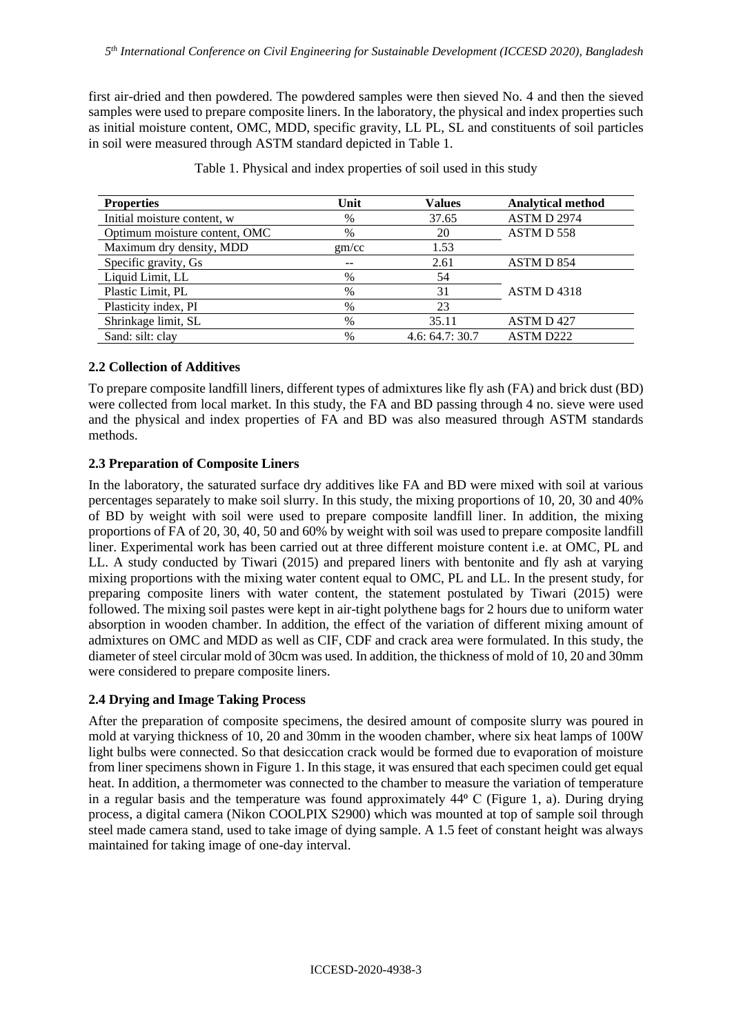first air-dried and then powdered. The powdered samples were then sieved No. 4 and then the sieved samples were used to prepare composite liners. In the laboratory, the physical and index properties such as initial moisture content, OMC, MDD, specific gravity, LL PL, SL and constituents of soil particles in soil were measured through ASTM standard depicted in Table 1.

Table 1. Physical and index properties of soil used in this study

| Properties | Unit | Values | Analytical method |
|---|---|---|---|
| Initial moisture content, w | % | 37.65 | ASTM D 2974 |
| Optimum moisture content, OMC | % | 20 | ASTM D 558 |
| Maximum dry density, MDD | gm/cc | 1.53 | |
| Specific gravity, Gs | -- | 2.61 | ASTM D 854 |
| Liquid Limit, LL | % | 54 | |
| Plastic Limit, PL | % | 31 | ASTM D 4318 |
| Plasticity index, PI | % | 23 | |
| Shrinkage limit, SL | % | 35.11 | ASTM D 427 |
| Sand: silt: clay | % | 4.6: 64.7: 30.7 | ASTM D222 |

## 2.2 Collection of Additives

To prepare composite landfill liners, different types of admixtures like fly ash (FA) and brick dust (BD) were collected from local market. In this study, the FA and BD passing through 4 no. sieve were used and the physical and index properties of FA and BD was also measured through ASTM standards methods.

## 2.3 Preparation of Composite Liners

In the laboratory, the saturated surface dry additives like FA and BD were mixed with soil at various percentages separately to make soil slurry. In this study, the mixing proportions of 10, 20, 30 and 40% of BD by weight with soil were used to prepare composite landfill liner. In addition, the mixing proportions of FA of 20, 30, 40, 50 and 60% by weight with soil was used to prepare composite landfill liner. Experimental work has been carried out at three different moisture content i.e. at OMC, PL and LL. A study conducted by Tiwari (2015) and prepared liners with bentonite and fly ash at varying mixing proportions with the mixing water content equal to OMC, PL and LL. In the present study, for preparing composite liners with water content, the statement postulated by Tiwari (2015) were followed. The mixing soil pastes were kept in air-tight polythene bags for 2 hours due to uniform water absorption in wooden chamber. In addition, the effect of the variation of different mixing amount of admixtures on OMC and MDD as well as CIF, CDF and crack area were formulated. In this study, the diameter of steel circular mold of 30cm was used. In addition, the thickness of mold of 10, 20 and 30mm were considered to prepare composite liners.

## 2.4 Drying and Image Taking Process

After the preparation of composite specimens, the desired amount of composite slurry was poured in mold at varying thickness of 10, 20 and 30mm in the wooden chamber, where six heat lamps of 100W light bulbs were connected. So that desiccation crack would be formed due to evaporation of moisture from liner specimens shown in Figure 1. In this stage, it was ensured that each specimen could get equal heat. In addition, a thermometer was connected to the chamber to measure the variation of temperature in a regular basis and the temperature was found approximately 44º C (Figure 1, a). During drying process, a digital camera (Nikon COOLPIX S2900) which was mounted at top of sample soil through steel made camera stand, used to take image of dying sample. A 1.5 feet of constant height was always maintained for taking image of one-day interval.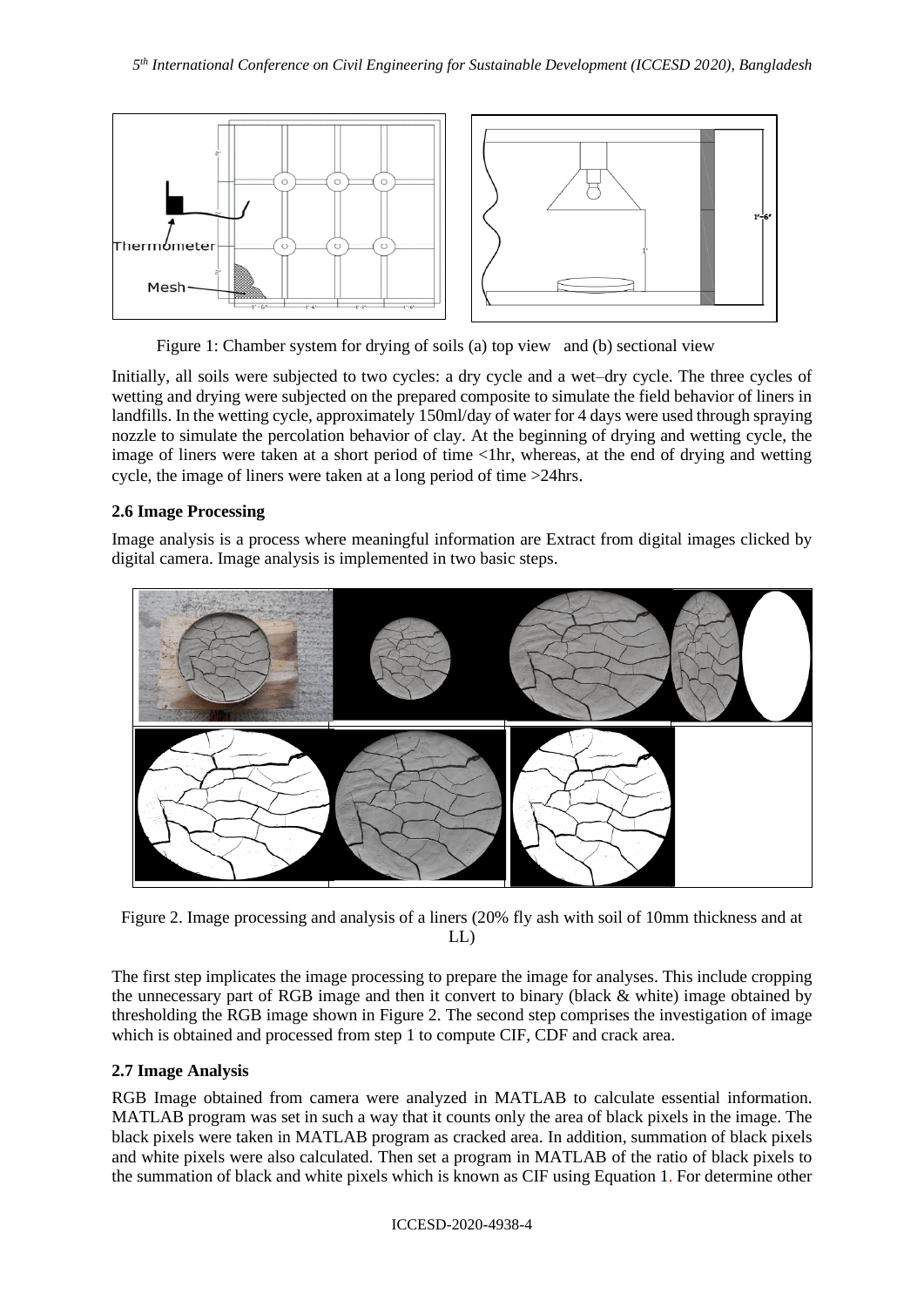Figure 1: Chamber system for drying of soils (a) top view and (b) sectional view

Initially, all soils were subjected to two cycles: a dry cycle and a wet–dry cycle. The three cycles of wetting and drying were subjected on the prepared composite to simulate the field behavior of liners in landfills. In the wetting cycle, approximately 150ml/day of water for 4 days were used through spraying nozzle to simulate the percolation behavior of clay. At the beginning of drying and wetting cycle, the image of liners were taken at a short period of time <1hr, whereas, at the end of drying and wetting cycle, the image of liners were taken at a long period of time >24hrs.

### 2.6 Image Processing

Image analysis is a process where meaningful information are Extract from digital images clicked by digital camera. Image analysis is implemented in two basic steps.

Figure 2. Image processing and analysis of a liners (20% fly ash with soil of 10mm thickness and at LL)

The first step implicates the image processing to prepare the image for analyses. This include cropping the unnecessary part of RGB image and then it convert to binary (black & white) image obtained by thresholding the RGB image shown in Figure 2. The second step comprises the investigation of image which is obtained and processed from step 1 to compute CIF, CDF and crack area.

### 2.7 Image Analysis

RGB Image obtained from camera were analyzed in MATLAB to calculate essential information. MATLAB program was set in such a way that it counts only the area of black pixels in the image. The black pixels were taken in MATLAB program as cracked area. In addition, summation of black pixels and white pixels were also calculated. Then set a program in MATLAB of the ratio of black pixels to the summation of black and white pixels which is known as CIF using Equation 1. For determine other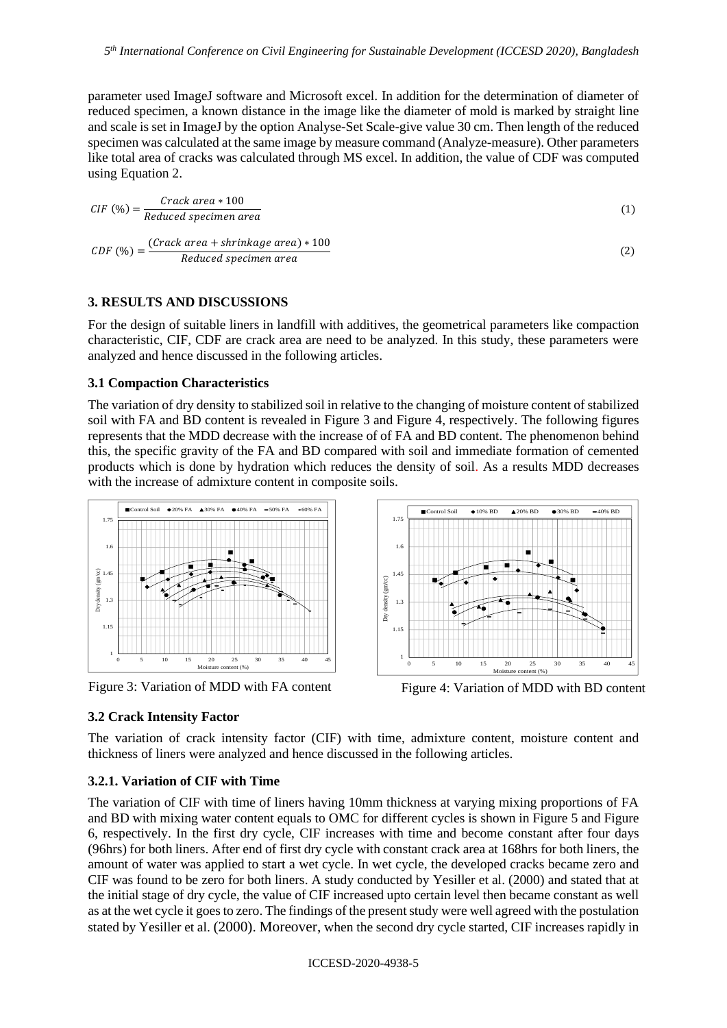parameter used ImageJ software and Microsoft excel. In addition for the determination of diameter of reduced specimen, a known distance in the image like the diameter of mold is marked by straight line and scale is set in ImageJ by the option Analyse-Set Scale-give value 30 cm. Then length of the reduced specimen was calculated at the same image by measure command (Analyze-measure). Other parameters like total area of cracks was calculated through MS excel. In addition, the value of CDF was computed using Equation 2.

$$CIF\ (\%) = \frac{Crack\ area * 100}{Reduced\ specimen\ area} \tag{1}$$

$$CDF\ (\%) = \frac{(Crack\ area + shrinkage\ area) * 100}{Reduced\ specimen\ area} \tag{2}$$

## 3. RESULTS AND DISCUSSIONS

For the design of suitable liners in landfill with additives, the geometrical parameters like compaction characteristic, CIF, CDF are crack area are need to be analyzed. In this study, these parameters were analyzed and hence discussed in the following articles.

### 3.1 Compaction Characteristics

The variation of dry density to stabilized soil in relative to the changing of moisture content of stabilized soil with FA and BD content is revealed in Figure 3 and Figure 4, respectively. The following figures represents that the MDD decrease with the increase of of FA and BD content. The phenomenon behind this, the specific gravity of the FA and BD compared with soil and immediate formation of cemented products which is done by hydration which reduces the density of soil. As a results MDD decreases with the increase of admixture content in composite soils.

Figure 3: Variation of MDD with FA content

Figure 4: Variation of MDD with BD content

### 3.2 Crack Intensity Factor

The variation of crack intensity factor (CIF) with time, admixture content, moisture content and thickness of liners were analyzed and hence discussed in the following articles.

#### 3.2.1. Variation of CIF with Time

The variation of CIF with time of liners having 10mm thickness at varying mixing proportions of FA and BD with mixing water content equals to OMC for different cycles is shown in Figure 5 and Figure 6, respectively. In the first dry cycle, CIF increases with time and become constant after four days (96hrs) for both liners. After end of first dry cycle with constant crack area at 168hrs for both liners, the amount of water was applied to start a wet cycle. In wet cycle, the developed cracks became zero and CIF was found to be zero for both liners. A study conducted by Yesiller et al. (2000) and stated that at the initial stage of dry cycle, the value of CIF increased upto certain level then became constant as well as at the wet cycle it goes to zero. The findings of the present study were well agreed with the postulation stated by Yesiller et al. (2000). Moreover, when the second dry cycle started, CIF increases rapidly in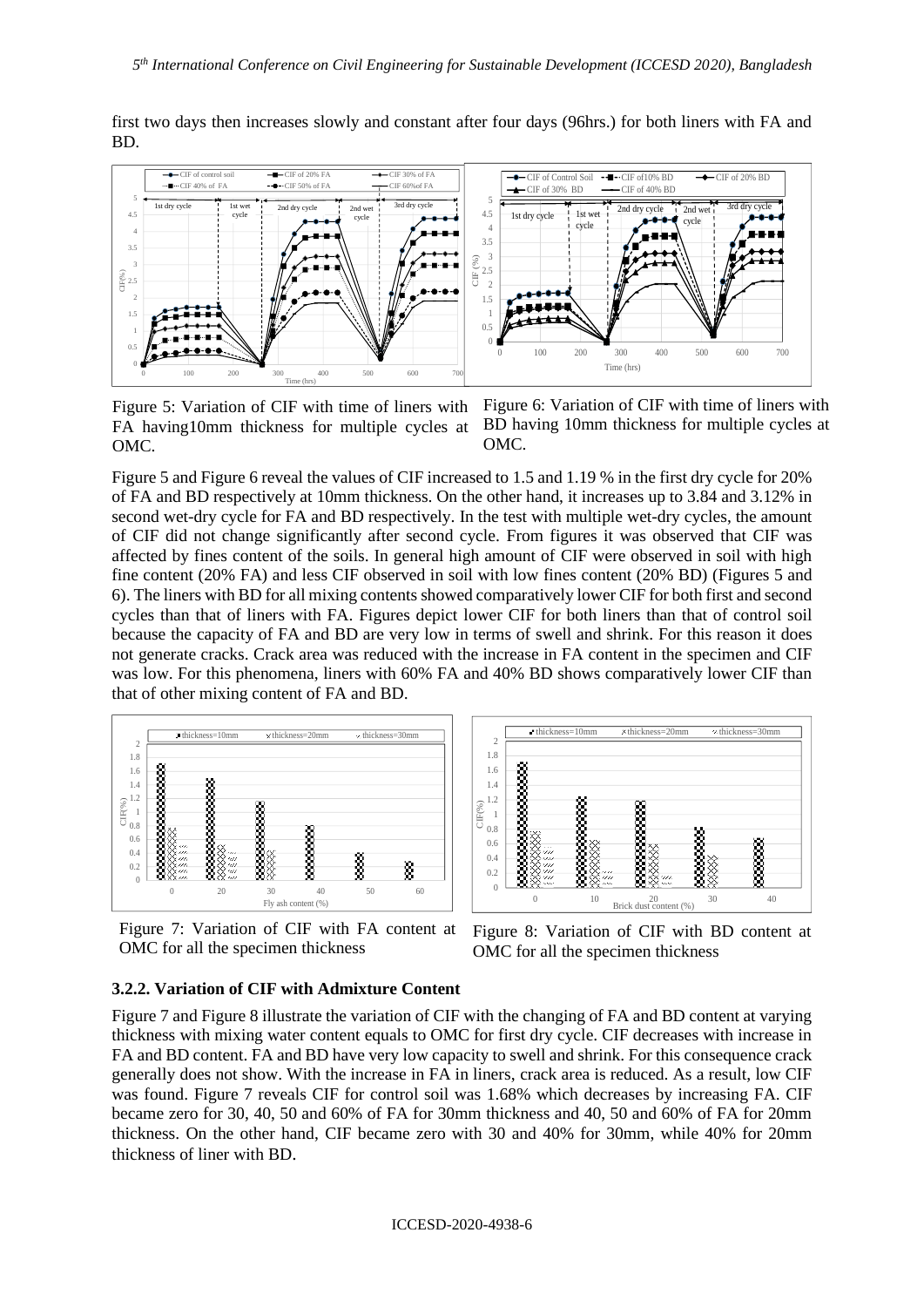first two days then increases slowly and constant after four days (96hrs.) for both liners with FA and BD.

Figure 5: Variation of CIF with time of liners with FA having10mm thickness for multiple cycles at OMC.

Figure 6: Variation of CIF with time of liners with BD having 10mm thickness for multiple cycles at OMC.

Figure 5 and Figure 6 reveal the values of CIF increased to 1.5 and 1.19 % in the first dry cycle for 20% of FA and BD respectively at 10mm thickness. On the other hand, it increases up to 3.84 and 3.12% in second wet-dry cycle for FA and BD respectively. In the test with multiple wet-dry cycles, the amount of CIF did not change significantly after second cycle. From figures it was observed that CIF was affected by fines content of the soils. In general high amount of CIF were observed in soil with high fine content (20% FA) and less CIF observed in soil with low fines content (20% BD) (Figures 5 and 6). The liners with BD for all mixing contents showed comparatively lower CIF for both first and second cycles than that of liners with FA. Figures depict lower CIF for both liners than that of control soil because the capacity of FA and BD are very low in terms of swell and shrink. For this reason it does not generate cracks. Crack area was reduced with the increase in FA content in the specimen and CIF was low. For this phenomena, liners with 60% FA and 40% BD shows comparatively lower CIF than that of other mixing content of FA and BD.

Figure 7: Variation of CIF with FA content at OMC for all the specimen thickness

Figure 8: Variation of CIF with BD content at OMC for all the specimen thickness

### 3.2.2. Variation of CIF with Admixture Content

Figure 7 and Figure 8 illustrate the variation of CIF with the changing of FA and BD content at varying thickness with mixing water content equals to OMC for first dry cycle. CIF decreases with increase in FA and BD content. FA and BD have very low capacity to swell and shrink. For this consequence crack generally does not show. With the increase in FA in liners, crack area is reduced. As a result, low CIF was found. Figure 7 reveals CIF for control soil was 1.68% which decreases by increasing FA. CIF became zero for 30, 40, 50 and 60% of FA for 30mm thickness and 40, 50 and 60% of FA for 20mm thickness. On the other hand, CIF became zero with 30 and 40% for 30mm, while 40% for 20mm thickness of liner with BD.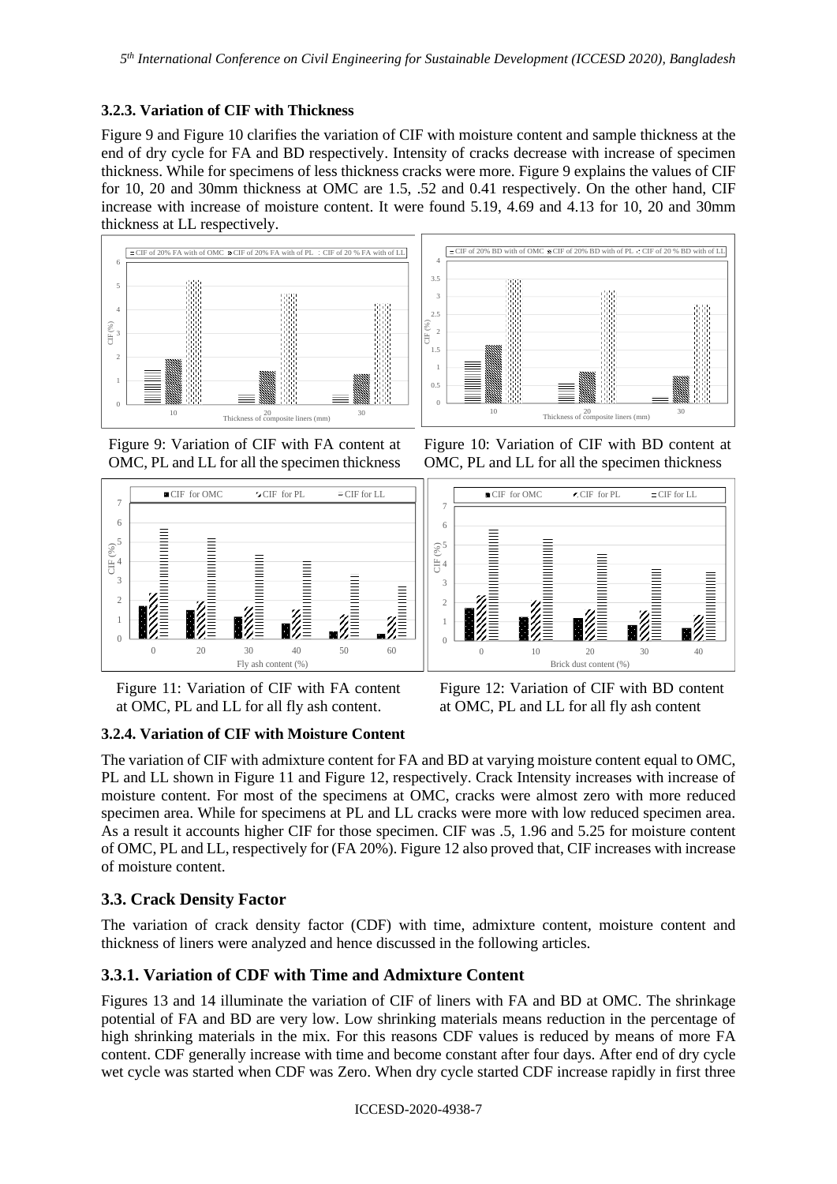### 3.2.3. Variation of CIF with Thickness

Figure 9 and Figure 10 clarifies the variation of CIF with moisture content and sample thickness at the end of dry cycle for FA and BD respectively. Intensity of cracks decrease with increase of specimen thickness. While for specimens of less thickness cracks were more. Figure 9 explains the values of CIF for 10, 20 and 30mm thickness at OMC are 1.5, .52 and 0.41 respectively. On the other hand, CIF increase with increase of moisture content. It were found 5.19, 4.69 and 4.13 for 10, 20 and 30mm thickness at LL respectively.

Figure 9: Variation of CIF with FA content at OMC, PL and LL for all the specimen thickness

Figure 10: Variation of CIF with BD content at OMC, PL and LL for all the specimen thickness

Figure 11: Variation of CIF with FA content at OMC, PL and LL for all fly ash content.

Figure 12: Variation of CIF with BD content at OMC, PL and LL for all fly ash content

### 3.2.4. Variation of CIF with Moisture Content

The variation of CIF with admixture content for FA and BD at varying moisture content equal to OMC, PL and LL shown in Figure 11 and Figure 12, respectively. Crack Intensity increases with increase of moisture content. For most of the specimens at OMC, cracks were almost zero with more reduced specimen area. While for specimens at PL and LL cracks were more with low reduced specimen area. As a result it accounts higher CIF for those specimen. CIF was .5, 1.96 and 5.25 for moisture content of OMC, PL and LL, respectively for (FA 20%). Figure 12 also proved that, CIF increases with increase of moisture content.

## 3.3. Crack Density Factor

The variation of crack density factor (CDF) with time, admixture content, moisture content and thickness of liners were analyzed and hence discussed in the following articles.

## 3.3.1. Variation of CDF with Time and Admixture Content

Figures 13 and 14 illuminate the variation of CIF of liners with FA and BD at OMC. The shrinkage potential of FA and BD are very low. Low shrinking materials means reduction in the percentage of high shrinking materials in the mix. For this reasons CDF values is reduced by means of more FA content. CDF generally increase with time and become constant after four days. After end of dry cycle wet cycle was started when CDF was Zero. When dry cycle started CDF increase rapidly in first three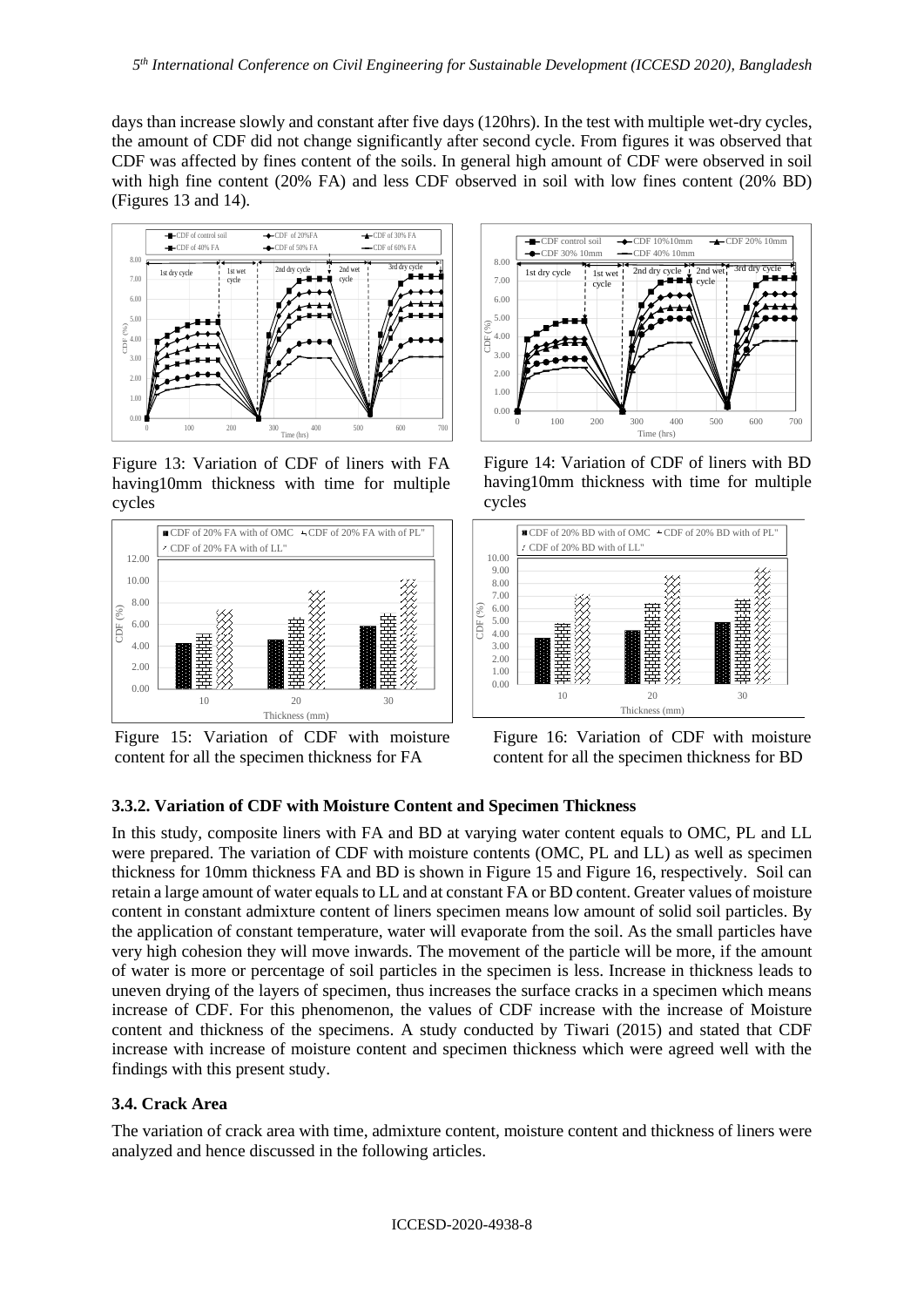days than increase slowly and constant after five days (120hrs). In the test with multiple wet-dry cycles, the amount of CDF did not change significantly after second cycle. From figures it was observed that CDF was affected by fines content of the soils. In general high amount of CDF were observed in soil with high fine content (20% FA) and less CDF observed in soil with low fines content (20% BD) (Figures 13 and 14).

Figure 13: Variation of CDF of liners with FA having10mm thickness with time for multiple cycles

Figure 14: Variation of CDF of liners with BD having10mm thickness with time for multiple cycles

Figure 15: Variation of CDF with moisture content for all the specimen thickness for FA

Figure 16: Variation of CDF with moisture content for all the specimen thickness for BD

### 3.3.2. Variation of CDF with Moisture Content and Specimen Thickness

In this study, composite liners with FA and BD at varying water content equals to OMC, PL and LL were prepared. The variation of CDF with moisture contents (OMC, PL and LL) as well as specimen thickness for 10mm thickness FA and BD is shown in Figure 15 and Figure 16, respectively. Soil can retain a large amount of water equals to LL and at constant FA or BD content. Greater values of moisture content in constant admixture content of liners specimen means low amount of solid soil particles. By the application of constant temperature, water will evaporate from the soil. As the small particles have very high cohesion they will move inwards. The movement of the particle will be more, if the amount of water is more or percentage of soil particles in the specimen is less. Increase in thickness leads to uneven drying of the layers of specimen, thus increases the surface cracks in a specimen which means increase of CDF. For this phenomenon, the values of CDF increase with the increase of Moisture content and thickness of the specimens. A study conducted by Tiwari (2015) and stated that CDF increase with increase of moisture content and specimen thickness which were agreed well with the findings with this present study.

## 3.4. Crack Area

The variation of crack area with time, admixture content, moisture content and thickness of liners were analyzed and hence discussed in the following articles.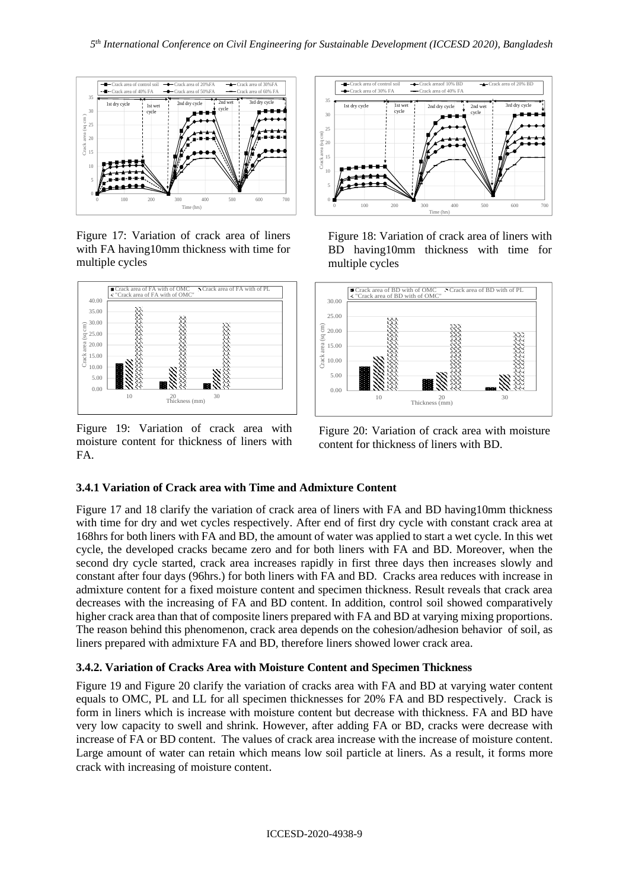Figure 17: Variation of crack area of liners with FA having10mm thickness with time for multiple cycles

Figure 18: Variation of crack area of liners with BD having10mm thickness with time for multiple cycles

Figure 19: Variation of crack area with moisture content for thickness of liners with FA.

Figure 20: Variation of crack area with moisture content for thickness of liners with BD.

### 3.4.1 Variation of Crack area with Time and Admixture Content

Figure 17 and 18 clarify the variation of crack area of liners with FA and BD having10mm thickness with time for dry and wet cycles respectively. After end of first dry cycle with constant crack area at 168hrs for both liners with FA and BD, the amount of water was applied to start a wet cycle. In this wet cycle, the developed cracks became zero and for both liners with FA and BD. Moreover, when the second dry cycle started, crack area increases rapidly in first three days then increases slowly and constant after four days (96hrs.) for both liners with FA and BD. Cracks area reduces with increase in admixture content for a fixed moisture content and specimen thickness. Result reveals that crack area decreases with the increasing of FA and BD content. In addition, control soil showed comparatively higher crack area than that of composite liners prepared with FA and BD at varying mixing proportions. The reason behind this phenomenon, crack area depends on the cohesion/adhesion behavior of soil, as liners prepared with admixture FA and BD, therefore liners showed lower crack area.

### 3.4.2. Variation of Cracks Area with Moisture Content and Specimen Thickness

Figure 19 and Figure 20 clarify the variation of cracks area with FA and BD at varying water content equals to OMC, PL and LL for all specimen thicknesses for 20% FA and BD respectively. Crack is form in liners which is increase with moisture content but decrease with thickness. FA and BD have very low capacity to swell and shrink. However, after adding FA or BD, cracks were decrease with increase of FA or BD content. The values of crack area increase with the increase of moisture content. Large amount of water can retain which means low soil particle at liners. As a result, it forms more crack with increasing of moisture content.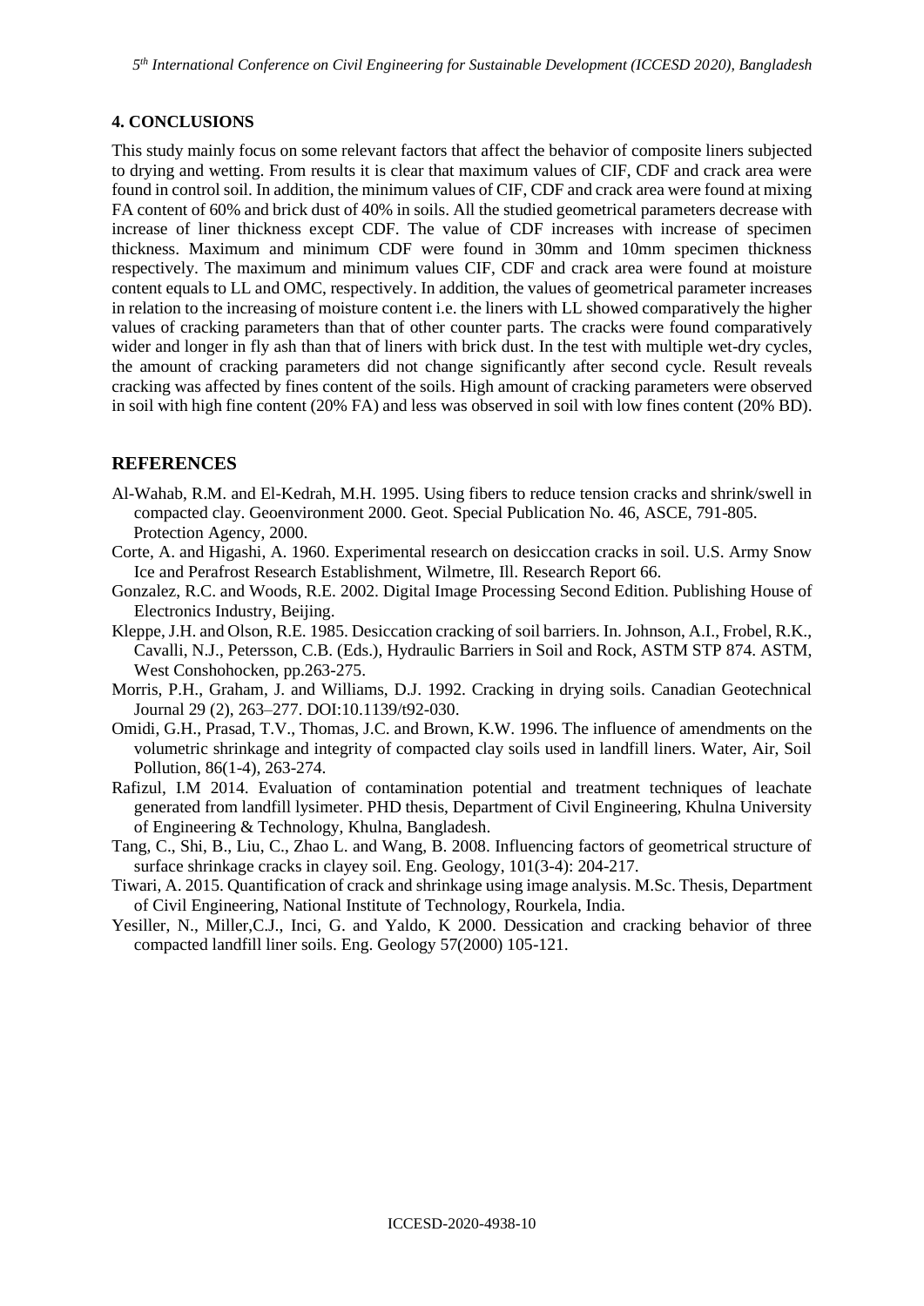## 4. CONCLUSIONS

This study mainly focus on some relevant factors that affect the behavior of composite liners subjected to drying and wetting. From results it is clear that maximum values of CIF, CDF and crack area were found in control soil. In addition, the minimum values of CIF, CDF and crack area were found at mixing FA content of 60% and brick dust of 40% in soils. All the studied geometrical parameters decrease with increase of liner thickness except CDF. The value of CDF increases with increase of specimen thickness. Maximum and minimum CDF were found in 30mm and 10mm specimen thickness respectively. The maximum and minimum values CIF, CDF and crack area were found at moisture content equals to LL and OMC, respectively. In addition, the values of geometrical parameter increases in relation to the increasing of moisture content i.e. the liners with LL showed comparatively the higher values of cracking parameters than that of other counter parts. The cracks were found comparatively wider and longer in fly ash than that of liners with brick dust. In the test with multiple wet-dry cycles, the amount of cracking parameters did not change significantly after second cycle. Result reveals cracking was affected by fines content of the soils. High amount of cracking parameters were observed in soil with high fine content (20% FA) and less was observed in soil with low fines content (20% BD).

## REFERENCES

Al-Wahab, R.M. and El-Kedrah, M.H. 1995. Using fibers to reduce tension cracks and shrink/swell in compacted clay. Geoenvironment 2000. Geot. Special Publication No. 46, ASCE, 791-805. Protection Agency, 2000.

Corte, A. and Higashi, A. 1960. Experimental research on desiccation cracks in soil. U.S. Army Snow Ice and Perafrost Research Establishment, Wilmetre, Ill. Research Report 66.

Gonzalez, R.C. and Woods, R.E. 2002. Digital Image Processing Second Edition. Publishing House of Electronics Industry, Beijing.

Kleppe, J.H. and Olson, R.E. 1985. Desiccation cracking of soil barriers. In. Johnson, A.I., Frobel, R.K., Cavalli, N.J., Petersson, C.B. (Eds.), Hydraulic Barriers in Soil and Rock, ASTM STP 874. ASTM, West Conshohocken, pp.263-275.

Morris, P.H., Graham, J. and Williams, D.J. 1992. Cracking in drying soils. Canadian Geotechnical Journal 29 (2), 263–277. DOI:10.1139/t92-030.

Omidi, G.H., Prasad, T.V., Thomas, J.C. and Brown, K.W. 1996. The influence of amendments on the volumetric shrinkage and integrity of compacted clay soils used in landfill liners. Water, Air, Soil Pollution, 86(1-4), 263-274.

Rafizul, I.M 2014. Evaluation of contamination potential and treatment techniques of leachate generated from landfill lysimeter. PHD thesis, Department of Civil Engineering, Khulna University of Engineering & Technology, Khulna, Bangladesh.

Tang, C., Shi, B., Liu, C., Zhao L. and Wang, B. 2008. Influencing factors of geometrical structure of surface shrinkage cracks in clayey soil. Eng. Geology, 101(3-4): 204-217.

Tiwari, A. 2015. Quantification of crack and shrinkage using image analysis. M.Sc. Thesis, Department of Civil Engineering, National Institute of Technology, Rourkela, India.

Yesiller, N., Miller,C.J., Inci, G. and Yaldo, K 2000. Dessication and cracking behavior of three compacted landfill liner soils. Eng. Geology 57(2000) 105-121.